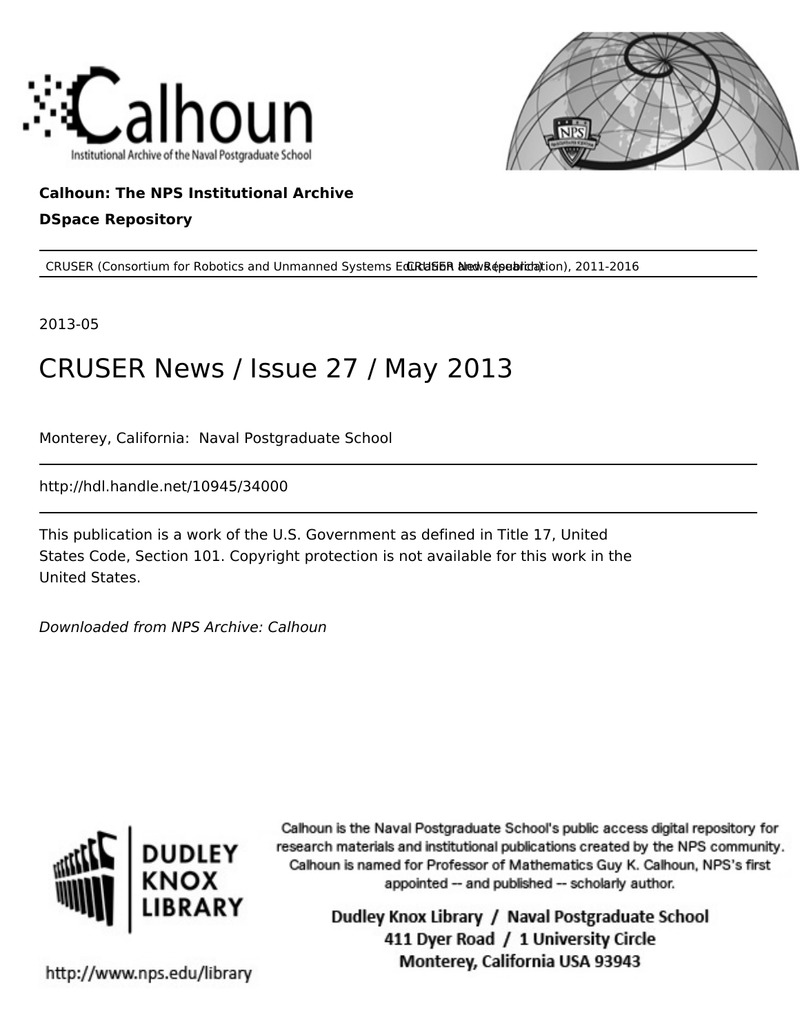**Calhoun: The NPS Institutional Archive**

**DSpace Repository**

---

CRUSER (Consortium for Robotics and Unmanned Systems Education and Research), 2011-2016 CRUSER News (publication)

---

2013-05

# CRUSER News / Issue 27 / May 2013

Monterey, California: Naval Postgraduate School

---

http://hdl.handle.net/10945/34000

---

This publication is a work of the U.S. Government as defined in Title 17, United States Code, Section 101. Copyright protection is not available for this work in the United States.

*Downloaded from NPS Archive: Calhoun*

Calhoun is the Naval Postgraduate School's public access digital repository for research materials and institutional publications created by the NPS community. Calhoun is named for Professor of Mathematics Guy K. Calhoun, NPS's first appointed -- and published -- scholarly author.

**Dudley Knox Library / Naval Postgraduate School**
**411 Dyer Road / 1 University Circle**
**Monterey, California USA 93943**

http://www.nps.edu/library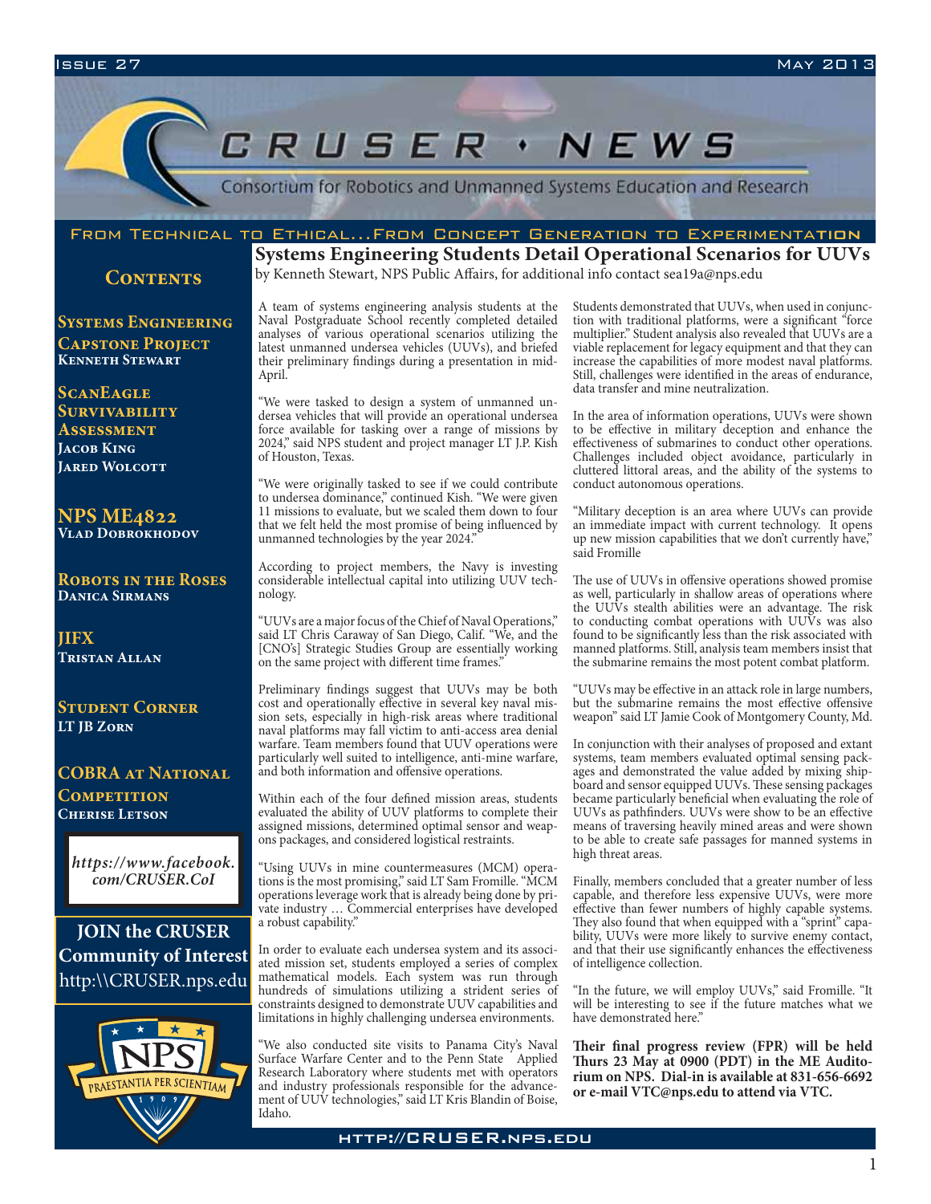# CRUSER • NEWS

Consortium for Robotics and Unmanned Systems Education and Research

From Technical to Ethical...From Concept Generation to Experimentation

## Contents

**Systems Engineering Capstone Project**
Kenneth Stewart

**ScanEagle Survivability Assessment**
Jacob King
Jared Wolcott

**NPS ME4822**
Vlad Dobrokhodov

**Robots in the Roses**
Danica Sirmans

**JIFX**
Tristan Allan

**Student Corner**
LT JB Zorn

**COBRA at National Competition**
Cherise Letson

*https://www.facebook.com/CRUSER.CoI*

**JOIN the CRUSER Community of Interest**
http:\\CRUSER.nps.edu

## Systems Engineering Students Detail Operational Scenarios for UUVs

by Kenneth Stewart, NPS Public Affairs, for additional info contact sea19a@nps.edu

A team of systems engineering analysis students at the Naval Postgraduate School recently completed detailed analyses of various operational scenarios utilizing the latest unmanned undersea vehicles (UUVs), and briefed their preliminary findings during a presentation in mid-April.

"We were tasked to design a system of unmanned undersea vehicles that will provide an operational undersea force available for tasking over a range of missions by 2024," said NPS student and project manager LT J.P. Kish of Houston, Texas.

"We were originally tasked to see if we could contribute to undersea dominance," continued Kish. "We were given 11 missions to evaluate, but we scaled them down to four that we felt held the most promise of being influenced by unmanned technologies by the year 2024."

According to project members, the Navy is investing considerable intellectual capital into utilizing UUV technology.

"UUVs are a major focus of the Chief of Naval Operations," said LT Chris Caraway of San Diego, Calif. "We, and the [CNO's] Strategic Studies Group are essentially working on the same project with different time frames."

Preliminary findings suggest that UUVs may be both cost and operationally effective in several key naval mission sets, especially in high-risk areas where traditional naval platforms may fall victim to anti-access area denial warfare. Team members found that UUV operations were particularly well suited to intelligence, anti-mine warfare, and both information and offensive operations.

Within each of the four defined mission areas, students evaluated the ability of UUV platforms to complete their assigned missions, determined optimal sensor and weapons packages, and considered logistical restraints.

"Using UUVs in mine countermeasures (MCM) operations is the most promising," said LT Sam Fromille. "MCM operations leverage work that is already being done by private industry … Commercial enterprises have developed a robust capability."

In order to evaluate each undersea system and its associated mission set, students employed a series of complex mathematical models. Each system was run through hundreds of simulations utilizing a strident series of constraints designed to demonstrate UUV capabilities and limitations in highly challenging undersea environments.

"We also conducted site visits to Panama City's Naval Surface Warfare Center and to the Penn State Applied Research Laboratory where students met with operators and industry professionals responsible for the advancement of UUV technologies," said LT Kris Blandin of Boise, Idaho.

Students demonstrated that UUVs, when used in conjunction with traditional platforms, were a significant "force multiplier." Student analysis also revealed that UUVs are a viable replacement for legacy equipment and that they can increase the capabilities of more modest naval platforms. Still, challenges were identified in the areas of endurance, data transfer and mine neutralization.

In the area of information operations, UUVs were shown to be effective in military deception and enhance the effectiveness of submarines to conduct other operations. Challenges included object avoidance, particularly in cluttered littoral areas, and the ability of the systems to conduct autonomous operations.

"Military deception is an area where UUVs can provide an immediate impact with current technology. It opens up new mission capabilities that we don't currently have," said Fromille

The use of UUVs in offensive operations showed promise as well, particularly in shallow areas of operations where the UUVs stealth abilities were an advantage. The risk to conducting combat operations with UUVs was also found to be significantly less than the risk associated with manned platforms. Still, analysis team members insist that the submarine remains the most potent combat platform.

"UUVs may be effective in an attack role in large numbers, but the submarine remains the most effective offensive weapon" said LT Jamie Cook of Montgomery County, Md.

In conjunction with their analyses of proposed and extant systems, team members evaluated optimal sensing packages and demonstrated the value added by mixing shipboard and sensor equipped UUVs. These sensing packages became particularly beneficial when evaluating the role of UUVs as pathfinders. UUVs were show to be an effective means of traversing heavily mined areas and were shown to be able to create safe passages for manned systems in high threat areas.

Finally, members concluded that a greater number of less capable, and therefore less expensive UUVs, were more effective than fewer numbers of highly capable systems. They also found that when equipped with a "sprint" capability, UUVs were more likely to survive enemy contact, and that their use significantly enhances the effectiveness of intelligence collection.

"In the future, we will employ UUVs," said Fromille. "It will be interesting to see if the future matches what we have demonstrated here."

**Their final progress review (FPR) will be held Thurs 23 May at 0900 (PDT) in the ME Auditorium on NPS. Dial-in is available at 831-656-6692 or e-mail VTC@nps.edu to attend via VTC.**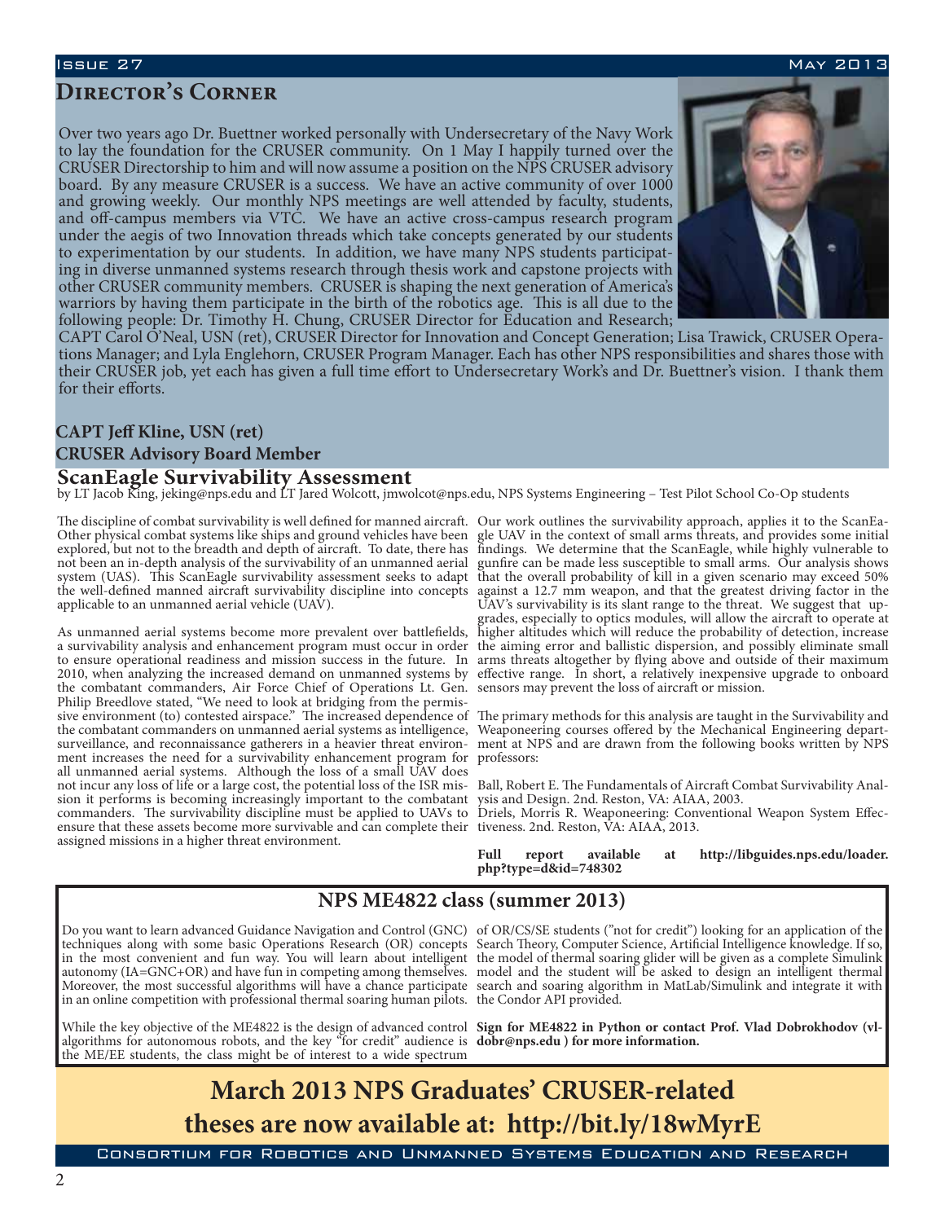## Director's Corner

Over two years ago Dr. Buettner worked personally with Undersecretary of the Navy Work to lay the foundation for the CRUSER community. On 1 May I happily turned over the CRUSER Directorship to him and will now assume a position on the NPS CRUSER advisory board. By any measure CRUSER is a success. We have an active community of over 1000 and growing weekly. Our monthly NPS meetings are well attended by faculty, students, and off-campus members via VTC. We have an active cross-campus research program under the aegis of two Innovation threads which take concepts generated by our students to experimentation by our students. In addition, we have many NPS students participating in diverse unmanned systems research through thesis work and capstone projects with other CRUSER community members. CRUSER is shaping the next generation of America's warriors by having them participate in the birth of the robotics age. This is all due to the following people: Dr. Timothy H. Chung, CRUSER Director for Education and Research; CAPT Carol O'Neal, USN (ret), CRUSER Director for Innovation and Concept Generation; Lisa Trawick, CRUSER Operations Manager; and Lyla Englehorn, CRUSER Program Manager. Each has other NPS responsibilities and shares those with their CRUSER job, yet each has given a full time effort to Undersecretary Work's and Dr. Buettner's vision. I thank them for their efforts.

**CAPT Jeff Kline, USN (ret)**
**CRUSER Advisory Board Member**

## ScanEagle Survivability Assessment

by LT Jacob King, jeking@nps.edu and LT Jared Wolcott, jmwolcot@nps.edu, NPS Systems Engineering – Test Pilot School Co-Op students

The discipline of combat survivability is well defined for manned aircraft. Other physical combat systems like ships and ground vehicles have been explored, but not to the breadth and depth of aircraft. To date, there has not been an in-depth analysis of the survivability of an unmanned aerial system (UAS). This ScanEagle survivability assessment seeks to adapt the well-defined manned aircraft survivability discipline into concepts applicable to an unmanned aerial vehicle (UAV).

As unmanned aerial systems become more prevalent over battlefields, a survivability analysis and enhancement program must occur in order to ensure operational readiness and mission success in the future. In 2010, when analyzing the increased demand on unmanned systems by the combatant commanders, Air Force Chief of Operations Lt. Gen. Philip Breedlove stated, "We need to look at bridging from the permissive environment (to) contested airspace." The increased dependence of the combatant commanders on unmanned aerial systems as intelligence, surveillance, and reconnaissance gatherers in a heavier threat environment increases the need for a survivability enhancement program for all unmanned aerial systems. Although the loss of a small UAV does not incur any loss of life or a large cost, the potential loss of the ISR mission it performs is becoming increasingly important to the combatant commanders. The survivability discipline must be applied to UAVs to ensure that these assets become more survivable and can complete their assigned missions in a higher threat environment.

Our work outlines the survivability approach, applies it to the ScanEagle UAV in the context of small arms threats, and provides some initial findings. We determine that the ScanEagle, while highly vulnerable to gunfire can be made less susceptible to small arms. Our analysis shows that the overall probability of kill in a given scenario may exceed 50% against a 12.7 mm weapon, and that the greatest driving factor in the UAV's survivability is its slant range to the threat. We suggest that upgrades, especially to optics modules, will allow the aircraft to operate at higher altitudes which will reduce the probability of detection, increase the aiming error and ballistic dispersion, and possibly eliminate small arms threats altogether by flying above and outside of their maximum effective range. In short, a relatively inexpensive upgrade to onboard sensors may prevent the loss of aircraft or mission.

The primary methods for this analysis are taught in the Survivability and Weaponeering courses offered by the Mechanical Engineering department at NPS and are drawn from the following books written by NPS professors:

Ball, Robert E. The Fundamentals of Aircraft Combat Survivability Analysis and Design. 2nd. Reston, VA: AIAA, 2003.
Driels, Morris R. Weaponeering: Conventional Weapon System Effectiveness. 2nd. Reston, VA: AIAA, 2013.

**Full report available at http://libguides.nps.edu/loader.php?type=d&id=748302**

## NPS ME4822 class (summer 2013)

Do you want to learn advanced Guidance Navigation and Control (GNC) techniques along with some basic Operations Research (OR) concepts in the most convenient and fun way. You will learn about intelligent autonomy (IA=GNC+OR) and have fun in competing among themselves. Moreover, the most successful algorithms will have a chance participate in an online competition with professional thermal soaring human pilots.

While the key objective of the ME4822 is the design of advanced control algorithms for autonomous robots, and the key "for credit" audience is the ME/EE students, the class might be of interest to a wide spectrum of OR/CS/SE students ("not for credit") looking for an application of the Search Theory, Computer Science, Artificial Intelligence knowledge. If so, the model of thermal soaring glider will be given as a complete Simulink model and the student will be asked to design an intelligent thermal search and soaring algorithm in MatLab/Simulink and integrate it with the Condor API provided.

**Sign for ME4822 in Python or contact Prof. Vlad Dobrokhodov (vldobr@nps.edu ) for more information.**

## March 2013 NPS Graduates' CRUSER-related theses are now available at: http://bit.ly/18wMyrE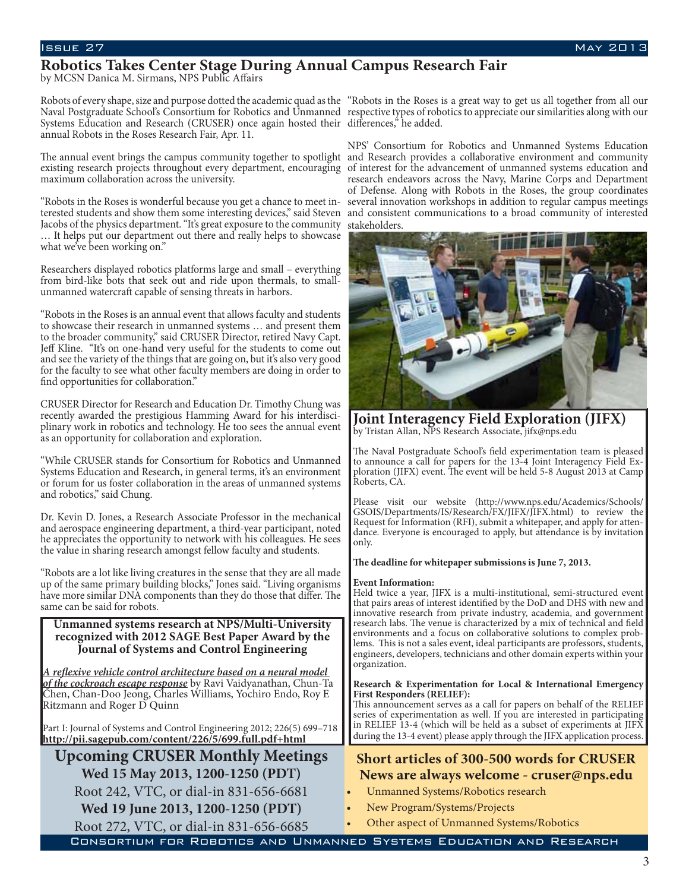## Robotics Takes Center Stage During Annual Campus Research Fair

by MCSN Danica M. Sirmans, NPS Public Affairs

Robots of every shape, size and purpose dotted the academic quad as the Naval Postgraduate School's Consortium for Robotics and Unmanned Systems Education and Research (CRUSER) once again hosted their annual Robots in the Roses Research Fair, Apr. 11.

The annual event brings the campus community together to spotlight existing research projects throughout every department, encouraging maximum collaboration across the university.

"Robots in the Roses is wonderful because you get a chance to meet interested students and show them some interesting devices," said Steven Jacobs of the physics department. "It's great exposure to the community … It helps put our department out there and really helps to showcase what we've been working on."

Researchers displayed robotics platforms large and small – everything from bird-like bots that seek out and ride upon thermals, to small-unmanned watercraft capable of sensing threats in harbors.

"Robots in the Roses is an annual event that allows faculty and students to showcase their research in unmanned systems … and present them to the broader community," said CRUSER Director, retired Navy Capt. Jeff Kline. "It's on one-hand very useful for the students to come out and see the variety of the things that are going on, but it's also very good for the faculty to see what other faculty members are doing in order to find opportunities for collaboration."

CRUSER Director for Research and Education Dr. Timothy Chung was recently awarded the prestigious Hamming Award for his interdisciplinary work in robotics and technology. He too sees the annual event as an opportunity for collaboration and exploration.

"While CRUSER stands for Consortium for Robotics and Unmanned Systems Education and Research, in general terms, it's an environment or forum for us foster collaboration in the areas of unmanned systems and robotics," said Chung.

Dr. Kevin D. Jones, a Research Associate Professor in the mechanical and aerospace engineering department, a third-year participant, noted he appreciates the opportunity to network with his colleagues. He sees the value in sharing research amongst fellow faculty and students.

"Robots are a lot like living creatures in the sense that they are all made up of the same primary building blocks," Jones said. "Living organisms have more similar DNA components than they do those that differ. The same can be said for robots.

"Robots in the Roses is a great way to get us all together from all our respective types of robotics to appreciate our similarities along with our differences," he added.

NPS' Consortium for Robotics and Unmanned Systems Education and Research provides a collaborative environment and community of interest for the advancement of unmanned systems education and research endeavors across the Navy, Marine Corps and Department of Defense. Along with Robots in the Roses, the group coordinates several innovation workshops in addition to regular campus meetings and consistent communications to a broad community of interested stakeholders.

### Unmanned systems research at NPS/Multi-University recognized with 2012 SAGE Best Paper Award by the Journal of Systems and Control Engineering

***A reflexive vehicle control architecture based on a neural model of the cockroach escape response*** by Ravi Vaidyanathan, Chun-Ta Chen, Chan-Doo Jeong, Charles Williams, Yochiro Endo, Roy E Ritzmann and Roger D Quinn

Part I: Journal of Systems and Control Engineering 2012; 226(5) 699–718
**http://pii.sagepub.com/content/226/5/699.full.pdf+html**

## Joint Interagency Field Exploration (JIFX)

by Tristan Allan, NPS Research Associate, jifx@nps.edu

The Naval Postgraduate School's field experimentation team is pleased to announce a call for papers for the 13-4 Joint Interagency Field Exploration (JIFX) event. The event will be held 5-8 August 2013 at Camp Roberts, CA.

Please visit our website (http://www.nps.edu/Academics/Schools/GSOIS/Departments/IS/Research/FX/JIFX/JIFX.html) to review the Request for Information (RFI), submit a whitepaper, and apply for attendance. Everyone is encouraged to apply, but attendance is by invitation only.

**The deadline for whitepaper submissions is June 7, 2013.**

**Event Information:**
Held twice a year, JIFX is a multi-institutional, semi-structured event that pairs areas of interest identified by the DoD and DHS with new and innovative research from private industry, academia, and government research labs. The venue is characterized by a mix of technical and field environments and a focus on collaborative solutions to complex problems. This is not a sales event, ideal participants are professors, students, engineers, developers, technicians and other domain experts within your organization.

**Research & Experimentation for Local & International Emergency First Responders (RELIEF):**
This announcement serves as a call for papers on behalf of the RELIEF series of experimentation as well. If you are interested in participating in RELIEF 13-4 (which will be held as a subset of experiments at JIFX during the 13-4 event) please apply through the JIFX application process.

### Upcoming CRUSER Monthly Meetings

**Wed 15 May 2013, 1200-1250 (PDT)**
Root 242, VTC, or dial-in 831-656-6681

**Wed 19 June 2013, 1200-1250 (PDT)**
Root 272, VTC, or dial-in 831-656-6685

### Short articles of 300-500 words for CRUSER News are always welcome - cruser@nps.edu

- Unmanned Systems/Robotics research
- New Program/Systems/Projects
- Other aspect of Unmanned Systems/Robotics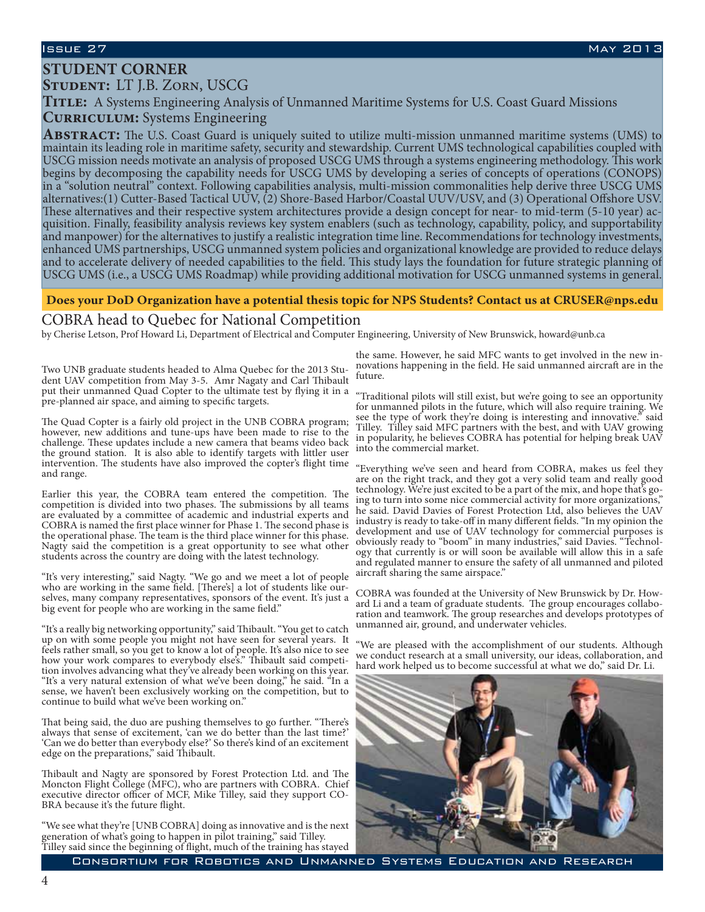## STUDENT CORNER

**Student:** LT J.B. Zorn, USCG

**Title:** A Systems Engineering Analysis of Unmanned Maritime Systems for U.S. Coast Guard Missions

**Curriculum:** Systems Engineering

**Abstract:** The U.S. Coast Guard is uniquely suited to utilize multi-mission unmanned maritime systems (UMS) to maintain its leading role in maritime safety, security and stewardship. Current UMS technological capabilities coupled with USCG mission needs motivate an analysis of proposed USCG UMS through a systems engineering methodology. This work begins by decomposing the capability needs for USCG UMS by developing a series of concepts of operations (CONOPS) in a "solution neutral" context. Following capabilities analysis, multi-mission commonalities help derive three USCG UMS alternatives:(1) Cutter-Based Tactical UUV, (2) Shore-Based Harbor/Coastal UUV/USV, and (3) Operational Offshore USV. These alternatives and their respective system architectures provide a design concept for near- to mid-term (5-10 year) acquisition. Finally, feasibility analysis reviews key system enablers (such as technology, capability, policy, and supportability and manpower) for the alternatives to justify a realistic integration time line. Recommendations for technology investments, enhanced UMS partnerships, USCG unmanned system policies and organizational knowledge are provided to reduce delays and to accelerate delivery of needed capabilities to the field. This study lays the foundation for future strategic planning of USCG UMS (i.e., a USCG UMS Roadmap) while providing additional motivation for USCG unmanned systems in general.

**Does your DoD Organization have a potential thesis topic for NPS Students? Contact us at CRUSER@nps.edu**

## COBRA head to Quebec for National Competition

by Cherise Letson, Prof Howard Li, Department of Electrical and Computer Engineering, University of New Brunswick, howard@unb.ca

Two UNB graduate students headed to Alma Quebec for the 2013 Student UAV competition from May 3-5. Amr Nagaty and Carl Thibault put their unmanned Quad Copter to the ultimate test by flying it in a pre-planned air space, and aiming to specific targets.

The Quad Copter is a fairly old project in the UNB COBRA program; however, new additions and tune-ups have been made to rise to the challenge. These updates include a new camera that beams video back the ground station. It is also able to identify targets with littler user intervention. The students have also improved the copter's flight time and range.

Earlier this year, the COBRA team entered the competition. The competition is divided into two phases. The submissions by all teams are evaluated by a committee of academic and industrial experts and COBRA is named the first place winner for Phase 1. The second phase is the operational phase. The team is the third place winner for this phase. Nagty said the competition is a great opportunity to see what other students across the country are doing with the latest technology.

"It's very interesting," said Nagty. "We go and we meet a lot of people who are working in the same field. [There's] a lot of students like ourselves, many company representatives, sponsors of the event. It's just a big event for people who are working in the same field."

"It's a really big networking opportunity," said Thibault. "You get to catch up on with some people you might not have seen for several years. It feels rather small, so you get to know a lot of people. It's also nice to see how your work compares to everybody else's." Thibault said competition involves advancing what they've already been working on this year. "It's a very natural extension of what we've been doing," he said. "In a sense, we haven't been exclusively working on the competition, but to continue to build what we've been working on."

That being said, the duo are pushing themselves to go further. "There's always that sense of excitement, 'can we do better than the last time?' 'Can we do better than everybody else?' So there's kind of an excitement edge on the preparations," said Thibault.

Thibault and Nagty are sponsored by Forest Protection Ltd. and The Moncton Flight College (MFC), who are partners with COBRA. Chief executive director officer of MCF, Mike Tilley, said they support COBRA because it's the future flight.

"We see what they're [UNB COBRA] doing as innovative and is the next generation of what's going to happen in pilot training," said Tilley. Tilley said since the beginning of flight, much of the training has stayed the same. However, he said MFC wants to get involved in the new innovations happening in the field. He said unmanned aircraft are in the future.

"Traditional pilots will still exist, but we're going to see an opportunity for unmanned pilots in the future, which will also require training. We see the type of work they're doing is interesting and innovative." said Tilley. Tilley said MFC partners with the best, and with UAV growing in popularity, he believes COBRA has potential for helping break UAV into the commercial market.

"Everything we've seen and heard from COBRA, makes us feel they are on the right track, and they got a very solid team and really good technology. We're just excited to be a part of the mix, and hope that's going to turn into some nice commercial activity for more organizations," he said. David Davies of Forest Protection Ltd, also believes the UAV industry is ready to take-off in many different fields. "In my opinion the development and use of UAV technology for commercial purposes is obviously ready to "boom" in many industries," said Davies. "Technology that currently is or will soon be available will allow this in a safe and regulated manner to ensure the safety of all unmanned and piloted aircraft sharing the same airspace."

COBRA was founded at the University of New Brunswick by Dr. Howard Li and a team of graduate students. The group encourages collaboration and teamwork. The group researches and develops prototypes of unmanned air, ground, and underwater vehicles.

"We are pleased with the accomplishment of our students. Although we conduct research at a small university, our ideas, collaboration, and hard work helped us to become successful at what we do," said Dr. Li.